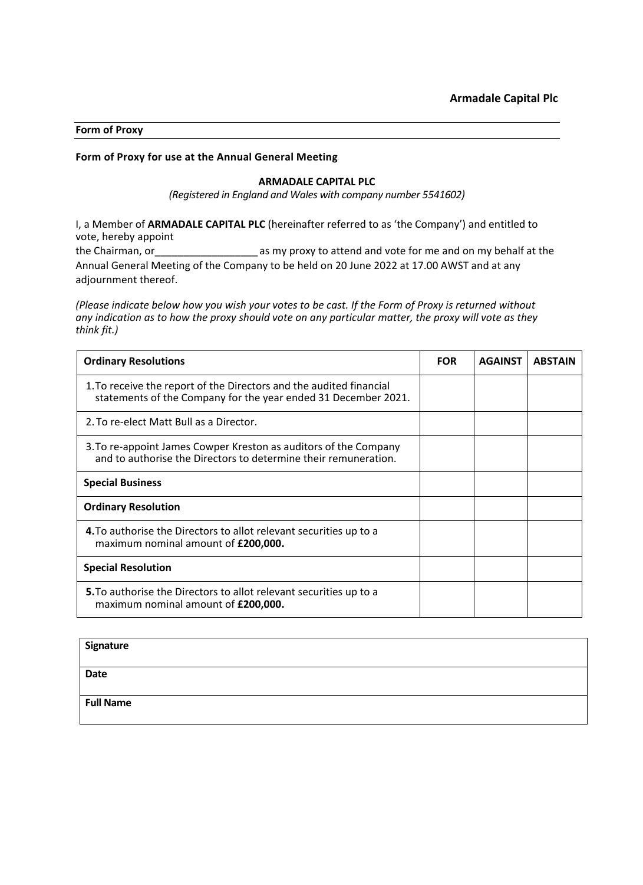**Armadale Capital Plc**

**Form of Proxy**

**Form of Proxy for use at the Annual General Meeting**

**ARMADALE CAPITAL PLC**

*(Registered in England and Wales with company number 5541602)*

I, a Member of **ARMADALE CAPITAL PLC** (hereinafter referred to as 'the Company') and entitled to vote, hereby appoint the Chairman, or__________________ as my proxy to attend and vote for me and on my behalf at the Annual General Meeting of the Company to be held on 20 June 2022 at 17.00 AWST and at any adjournment thereof.

*(Please indicate below how you wish your votes to be cast. If the Form of Proxy is returned without any indication as to how the proxy should vote on any particular matter, the proxy will vote as they think fit.)*

| **Ordinary Resolutions** | **FOR** | **AGAINST** | **ABSTAIN** |
|---|---|---|---|
| 1. To receive the report of the Directors and the audited financial statements of the Company for the year ended 31 December 2021. | | | |
| 2. To re-elect Matt Bull as a Director. | | | |
| 3. To re-appoint James Cowper Kreston as auditors of the Company and to authorise the Directors to determine their remuneration. | | | |
| **Special Business** | | | |
| **Ordinary Resolution** | | | |
| **4.** To authorise the Directors to allot relevant securities up to a maximum nominal amount of **£200,000.** | | | |
| **Special Resolution** | | | |
| **5.** To authorise the Directors to allot relevant securities up to a maximum nominal amount of **£200,000.** | | | |

| **Signature** |
|---|
| **Date** |
| **Full Name** |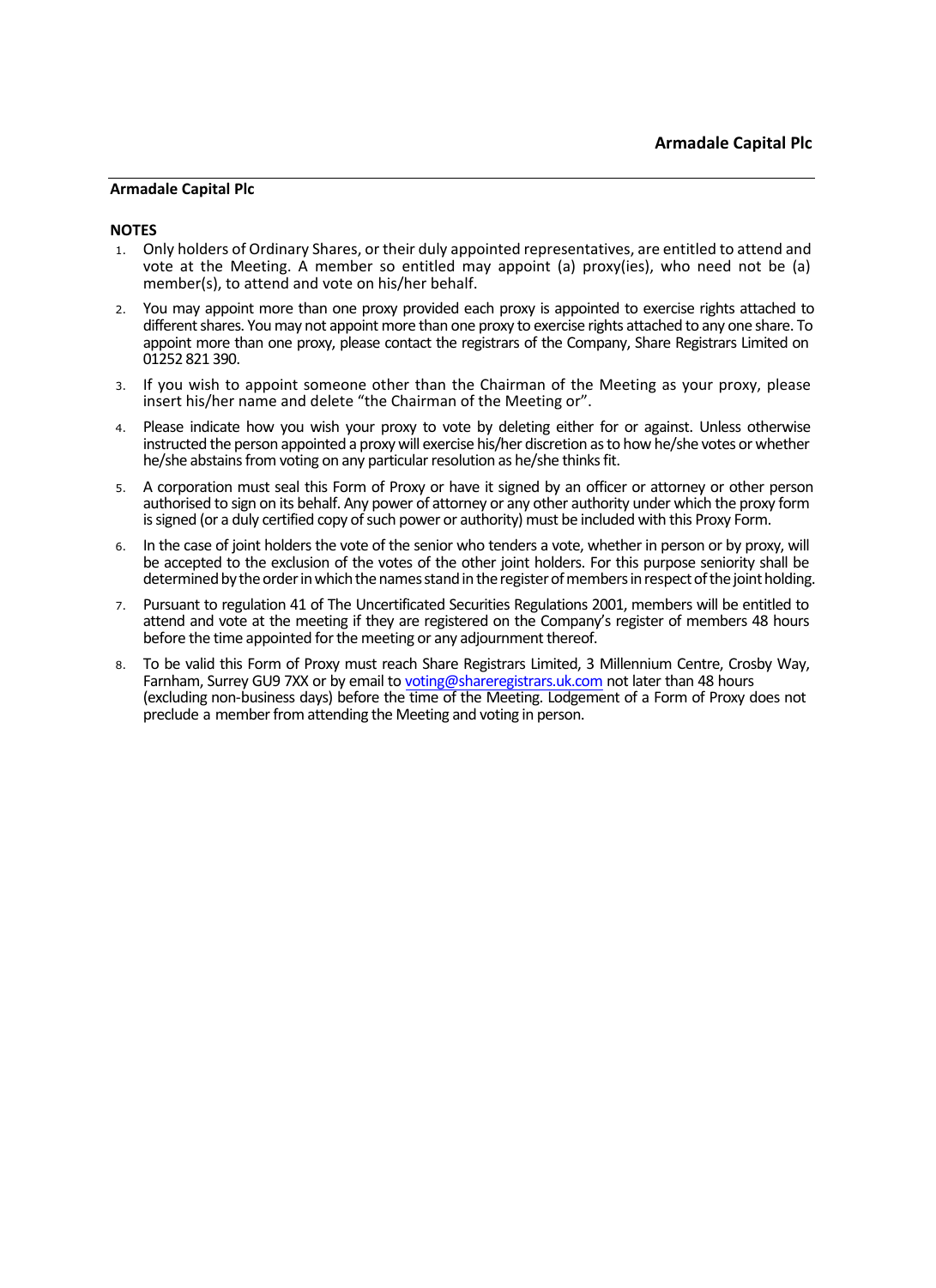**Armadale Capital Plc**

**NOTES**

1. Only holders of Ordinary Shares, or their duly appointed representatives, are entitled to attend and vote at the Meeting. A member so entitled may appoint (a) proxy(ies), who need not be (a) member(s), to attend and vote on his/her behalf.
2. You may appoint more than one proxy provided each proxy is appointed to exercise rights attached to different shares. You may not appoint more than one proxy to exercise rights attached to any one share. To appoint more than one proxy, please contact the registrars of the Company, Share Registrars Limited on 01252 821 390.
3. If you wish to appoint someone other than the Chairman of the Meeting as your proxy, please insert his/her name and delete "the Chairman of the Meeting or".
4. Please indicate how you wish your proxy to vote by deleting either for or against. Unless otherwise instructed the person appointed a proxy will exercise his/her discretion as to how he/she votes or whether he/she abstains from voting on any particular resolution as he/she thinks fit.
5. A corporation must seal this Form of Proxy or have it signed by an officer or attorney or other person authorised to sign on its behalf. Any power of attorney or any other authority under which the proxy form is signed (or a duly certified copy of such power or authority) must be included with this Proxy Form.
6. In the case of joint holders the vote of the senior who tenders a vote, whether in person or by proxy, will be accepted to the exclusion of the votes of the other joint holders. For this purpose seniority shall be determined by the order in which the names stand in the register of members in respect of the joint holding.
7. Pursuant to regulation 41 of The Uncertificated Securities Regulations 2001, members will be entitled to attend and vote at the meeting if they are registered on the Company's register of members 48 hours before the time appointed for the meeting or any adjournment thereof.
8. To be valid this Form of Proxy must reach Share Registrars Limited, 3 Millennium Centre, Crosby Way, Farnham, Surrey GU9 7XX or by email to voting@shareregistrars.uk.com not later than 48 hours (excluding non-business days) before the time of the Meeting. Lodgement of a Form of Proxy does not preclude a member from attending the Meeting and voting in person.